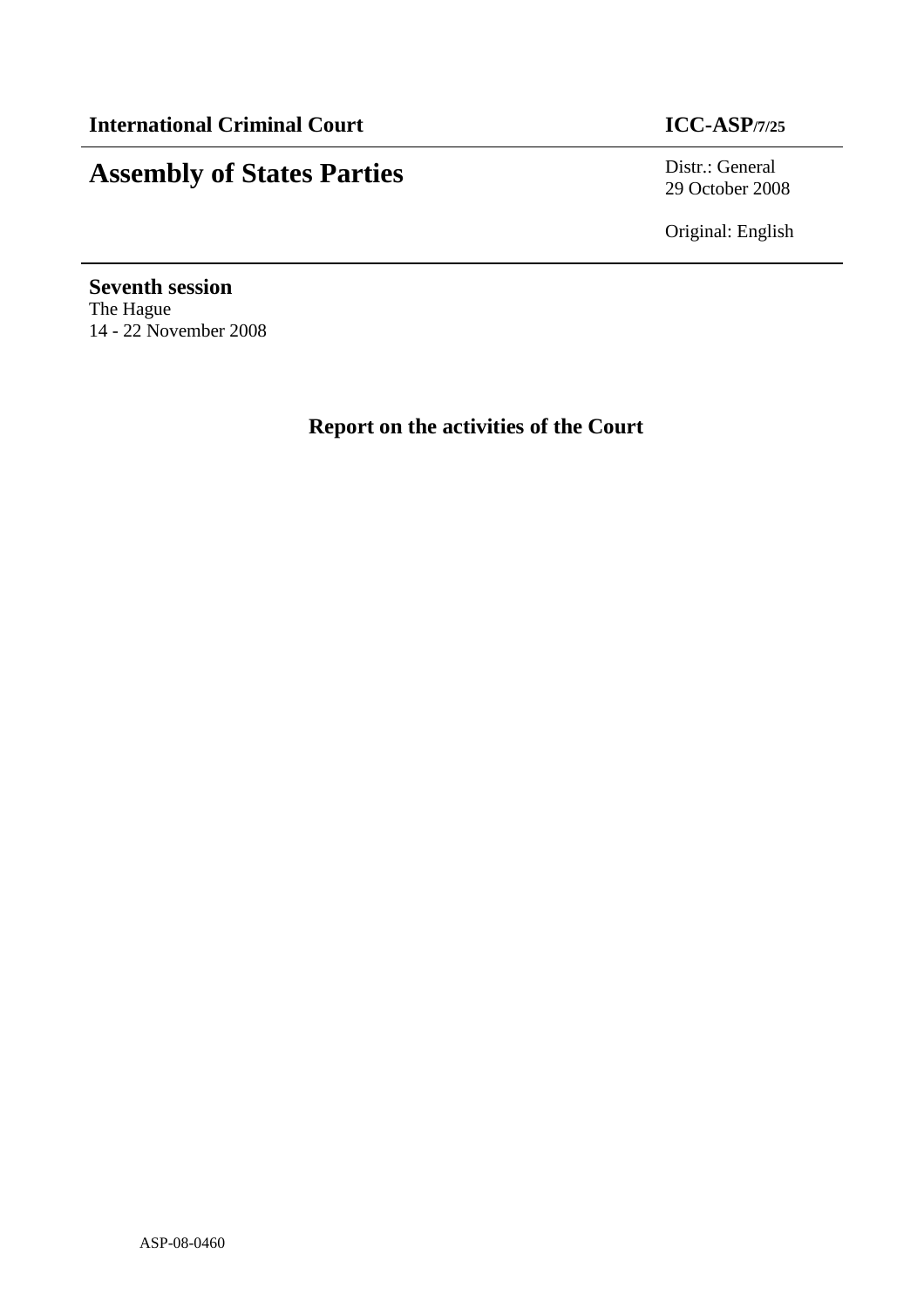**International Criminal Court** **ICC-ASP/7/25**

# Assembly of States Parties

Distr.: General
29 October 2008

Original: English

**Seventh session**
The Hague
14 - 22 November 2008

## Report on the activities of the Court

ASP-08-0460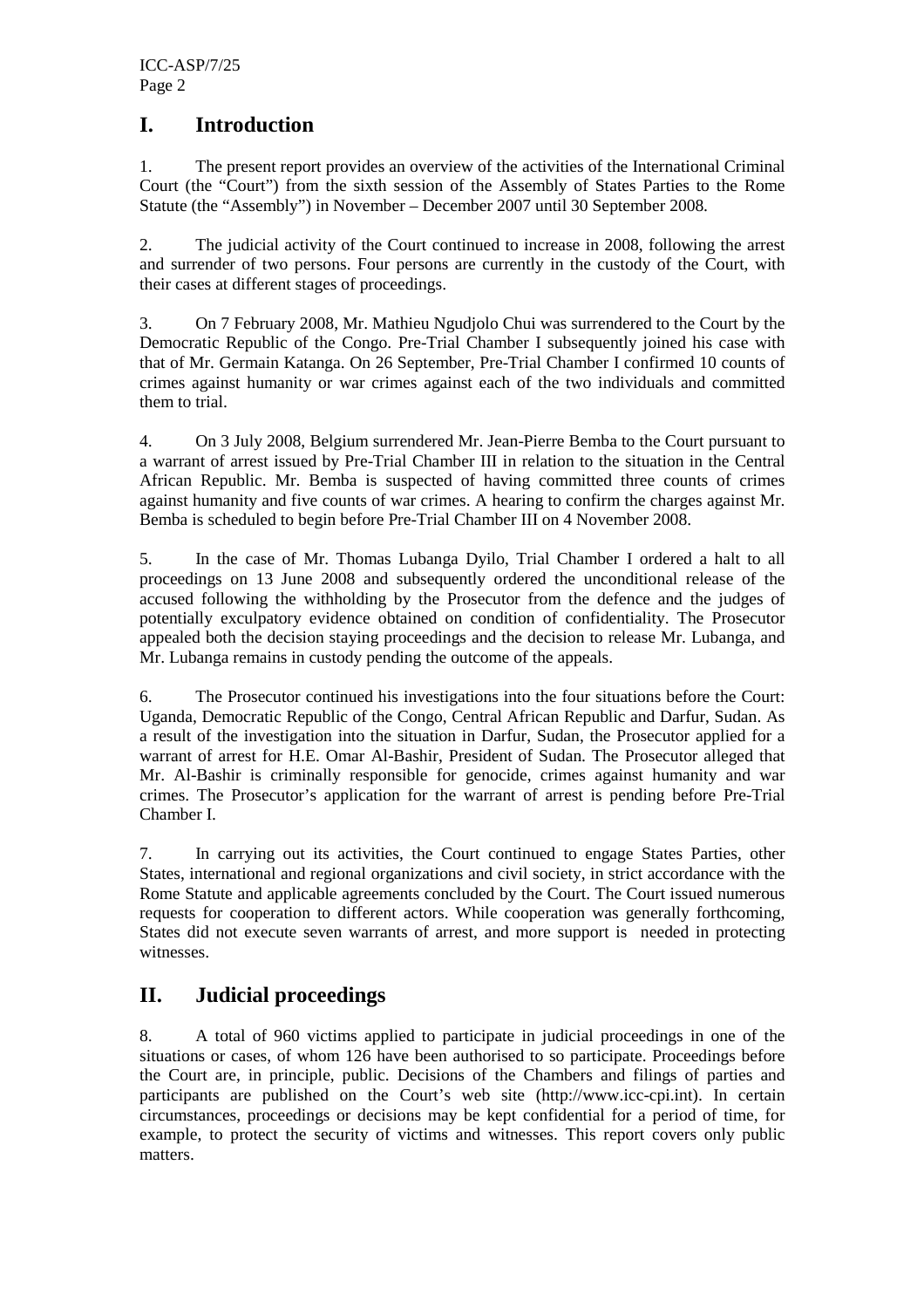# I. Introduction

1. The present report provides an overview of the activities of the International Criminal Court (the "Court") from the sixth session of the Assembly of States Parties to the Rome Statute (the "Assembly") in November – December 2007 until 30 September 2008.

2. The judicial activity of the Court continued to increase in 2008, following the arrest and surrender of two persons. Four persons are currently in the custody of the Court, with their cases at different stages of proceedings.

3. On 7 February 2008, Mr. Mathieu Ngudjolo Chui was surrendered to the Court by the Democratic Republic of the Congo. Pre-Trial Chamber I subsequently joined his case with that of Mr. Germain Katanga. On 26 September, Pre-Trial Chamber I confirmed 10 counts of crimes against humanity or war crimes against each of the two individuals and committed them to trial.

4. On 3 July 2008, Belgium surrendered Mr. Jean-Pierre Bemba to the Court pursuant to a warrant of arrest issued by Pre-Trial Chamber III in relation to the situation in the Central African Republic. Mr. Bemba is suspected of having committed three counts of crimes against humanity and five counts of war crimes. A hearing to confirm the charges against Mr. Bemba is scheduled to begin before Pre-Trial Chamber III on 4 November 2008.

5. In the case of Mr. Thomas Lubanga Dyilo, Trial Chamber I ordered a halt to all proceedings on 13 June 2008 and subsequently ordered the unconditional release of the accused following the withholding by the Prosecutor from the defence and the judges of potentially exculpatory evidence obtained on condition of confidentiality. The Prosecutor appealed both the decision staying proceedings and the decision to release Mr. Lubanga, and Mr. Lubanga remains in custody pending the outcome of the appeals.

6. The Prosecutor continued his investigations into the four situations before the Court: Uganda, Democratic Republic of the Congo, Central African Republic and Darfur, Sudan. As a result of the investigation into the situation in Darfur, Sudan, the Prosecutor applied for a warrant of arrest for H.E. Omar Al-Bashir, President of Sudan. The Prosecutor alleged that Mr. Al-Bashir is criminally responsible for genocide, crimes against humanity and war crimes. The Prosecutor's application for the warrant of arrest is pending before Pre-Trial Chamber I.

7. In carrying out its activities, the Court continued to engage States Parties, other States, international and regional organizations and civil society, in strict accordance with the Rome Statute and applicable agreements concluded by the Court. The Court issued numerous requests for cooperation to different actors. While cooperation was generally forthcoming, States did not execute seven warrants of arrest, and more support is needed in protecting witnesses.

# II. Judicial proceedings

8. A total of 960 victims applied to participate in judicial proceedings in one of the situations or cases, of whom 126 have been authorised to so participate. Proceedings before the Court are, in principle, public. Decisions of the Chambers and filings of parties and participants are published on the Court's web site (http://www.icc-cpi.int). In certain circumstances, proceedings or decisions may be kept confidential for a period of time, for example, to protect the security of victims and witnesses. This report covers only public matters.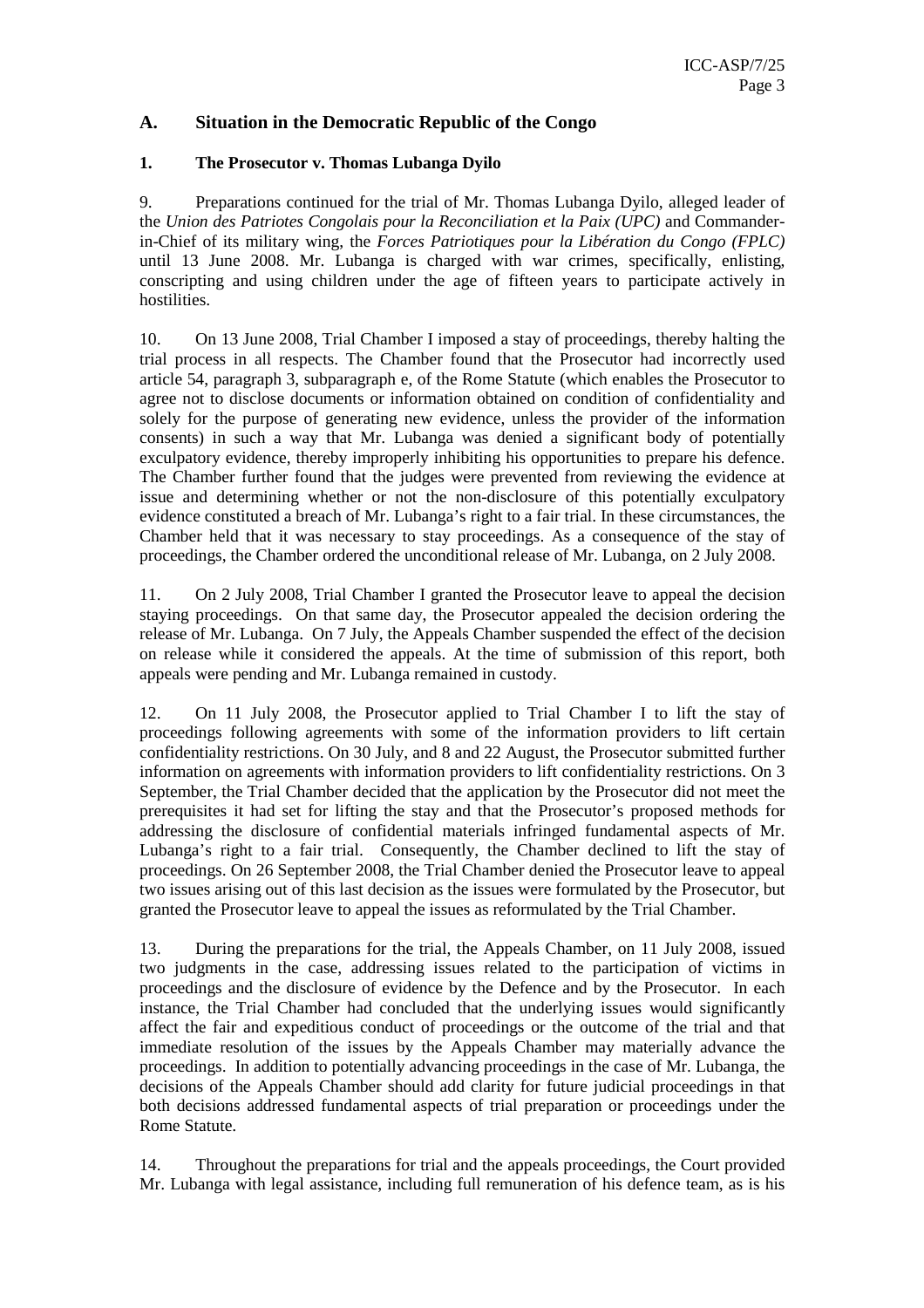## A. Situation in the Democratic Republic of the Congo

### 1. The Prosecutor v. Thomas Lubanga Dyilo

9. Preparations continued for the trial of Mr. Thomas Lubanga Dyilo, alleged leader of the *Union des Patriotes Congolais pour la Reconciliation et la Paix (UPC)* and Commander-in-Chief of its military wing, the *Forces Patriotiques pour la Libération du Congo (FPLC)* until 13 June 2008. Mr. Lubanga is charged with war crimes, specifically, enlisting, conscripting and using children under the age of fifteen years to participate actively in hostilities.

10. On 13 June 2008, Trial Chamber I imposed a stay of proceedings, thereby halting the trial process in all respects. The Chamber found that the Prosecutor had incorrectly used article 54, paragraph 3, subparagraph e, of the Rome Statute (which enables the Prosecutor to agree not to disclose documents or information obtained on condition of confidentiality and solely for the purpose of generating new evidence, unless the provider of the information consents) in such a way that Mr. Lubanga was denied a significant body of potentially exculpatory evidence, thereby improperly inhibiting his opportunities to prepare his defence. The Chamber further found that the judges were prevented from reviewing the evidence at issue and determining whether or not the non-disclosure of this potentially exculpatory evidence constituted a breach of Mr. Lubanga's right to a fair trial. In these circumstances, the Chamber held that it was necessary to stay proceedings. As a consequence of the stay of proceedings, the Chamber ordered the unconditional release of Mr. Lubanga, on 2 July 2008.

11. On 2 July 2008, Trial Chamber I granted the Prosecutor leave to appeal the decision staying proceedings. On that same day, the Prosecutor appealed the decision ordering the release of Mr. Lubanga. On 7 July, the Appeals Chamber suspended the effect of the decision on release while it considered the appeals. At the time of submission of this report, both appeals were pending and Mr. Lubanga remained in custody.

12. On 11 July 2008, the Prosecutor applied to Trial Chamber I to lift the stay of proceedings following agreements with some of the information providers to lift certain confidentiality restrictions. On 30 July, and 8 and 22 August, the Prosecutor submitted further information on agreements with information providers to lift confidentiality restrictions. On 3 September, the Trial Chamber decided that the application by the Prosecutor did not meet the prerequisites it had set for lifting the stay and that the Prosecutor's proposed methods for addressing the disclosure of confidential materials infringed fundamental aspects of Mr. Lubanga's right to a fair trial. Consequently, the Chamber declined to lift the stay of proceedings. On 26 September 2008, the Trial Chamber denied the Prosecutor leave to appeal two issues arising out of this last decision as the issues were formulated by the Prosecutor, but granted the Prosecutor leave to appeal the issues as reformulated by the Trial Chamber.

13. During the preparations for the trial, the Appeals Chamber, on 11 July 2008, issued two judgments in the case, addressing issues related to the participation of victims in proceedings and the disclosure of evidence by the Defence and by the Prosecutor. In each instance, the Trial Chamber had concluded that the underlying issues would significantly affect the fair and expeditious conduct of proceedings or the outcome of the trial and that immediate resolution of the issues by the Appeals Chamber may materially advance the proceedings. In addition to potentially advancing proceedings in the case of Mr. Lubanga, the decisions of the Appeals Chamber should add clarity for future judicial proceedings in that both decisions addressed fundamental aspects of trial preparation or proceedings under the Rome Statute.

14. Throughout the preparations for trial and the appeals proceedings, the Court provided Mr. Lubanga with legal assistance, including full remuneration of his defence team, as is his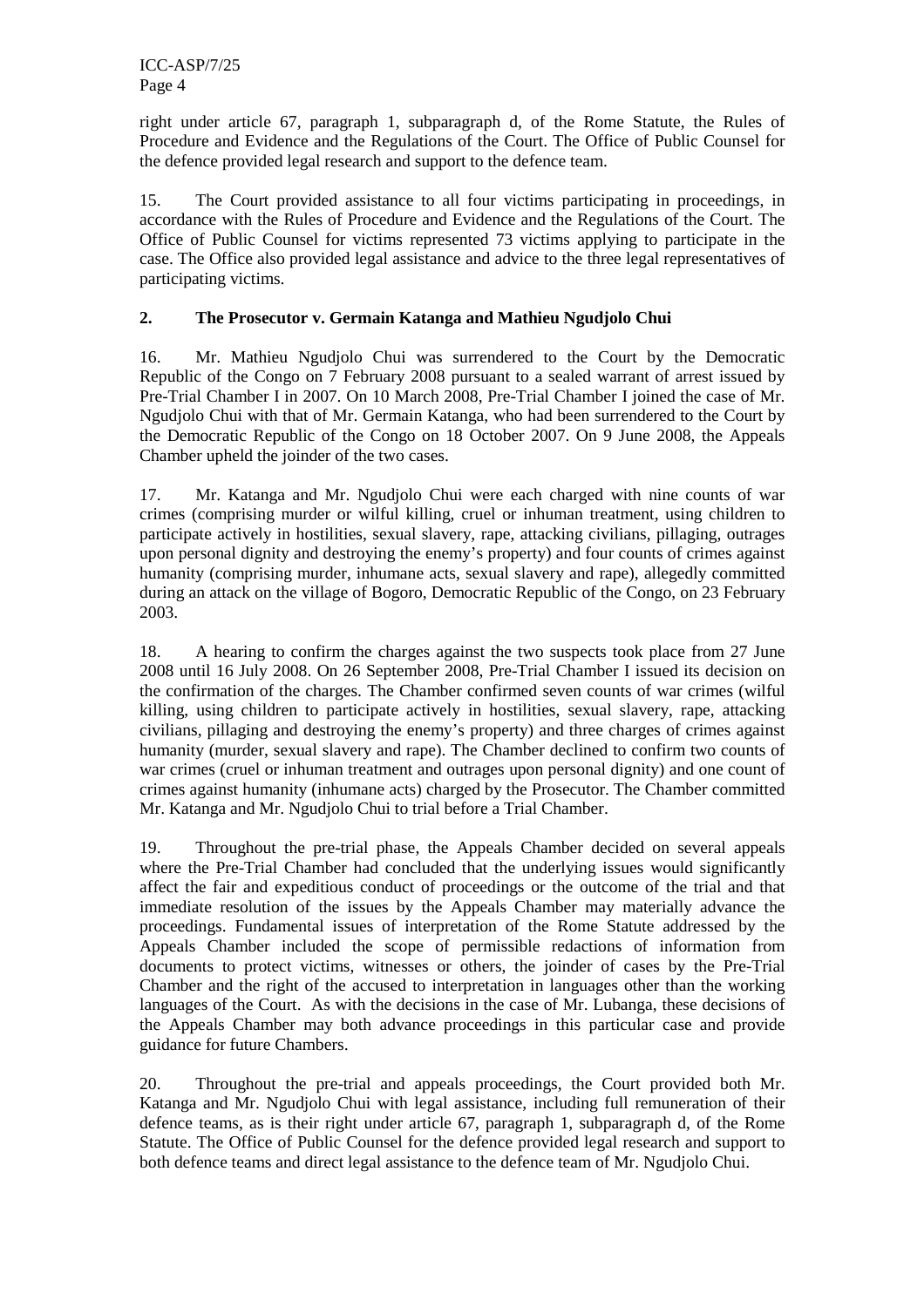right under article 67, paragraph 1, subparagraph d, of the Rome Statute, the Rules of Procedure and Evidence and the Regulations of the Court. The Office of Public Counsel for the defence provided legal research and support to the defence team.

15. The Court provided assistance to all four victims participating in proceedings, in accordance with the Rules of Procedure and Evidence and the Regulations of the Court. The Office of Public Counsel for victims represented 73 victims applying to participate in the case. The Office also provided legal assistance and advice to the three legal representatives of participating victims.

## 2. The Prosecutor v. Germain Katanga and Mathieu Ngudjolo Chui

16. Mr. Mathieu Ngudjolo Chui was surrendered to the Court by the Democratic Republic of the Congo on 7 February 2008 pursuant to a sealed warrant of arrest issued by Pre-Trial Chamber I in 2007. On 10 March 2008, Pre-Trial Chamber I joined the case of Mr. Ngudjolo Chui with that of Mr. Germain Katanga, who had been surrendered to the Court by the Democratic Republic of the Congo on 18 October 2007. On 9 June 2008, the Appeals Chamber upheld the joinder of the two cases.

17. Mr. Katanga and Mr. Ngudjolo Chui were each charged with nine counts of war crimes (comprising murder or wilful killing, cruel or inhuman treatment, using children to participate actively in hostilities, sexual slavery, rape, attacking civilians, pillaging, outrages upon personal dignity and destroying the enemy's property) and four counts of crimes against humanity (comprising murder, inhumane acts, sexual slavery and rape), allegedly committed during an attack on the village of Bogoro, Democratic Republic of the Congo, on 23 February 2003.

18. A hearing to confirm the charges against the two suspects took place from 27 June 2008 until 16 July 2008. On 26 September 2008, Pre-Trial Chamber I issued its decision on the confirmation of the charges. The Chamber confirmed seven counts of war crimes (wilful killing, using children to participate actively in hostilities, sexual slavery, rape, attacking civilians, pillaging and destroying the enemy's property) and three charges of crimes against humanity (murder, sexual slavery and rape). The Chamber declined to confirm two counts of war crimes (cruel or inhuman treatment and outrages upon personal dignity) and one count of crimes against humanity (inhumane acts) charged by the Prosecutor. The Chamber committed Mr. Katanga and Mr. Ngudjolo Chui to trial before a Trial Chamber.

19. Throughout the pre-trial phase, the Appeals Chamber decided on several appeals where the Pre-Trial Chamber had concluded that the underlying issues would significantly affect the fair and expeditious conduct of proceedings or the outcome of the trial and that immediate resolution of the issues by the Appeals Chamber may materially advance the proceedings. Fundamental issues of interpretation of the Rome Statute addressed by the Appeals Chamber included the scope of permissible redactions of information from documents to protect victims, witnesses or others, the joinder of cases by the Pre-Trial Chamber and the right of the accused to interpretation in languages other than the working languages of the Court. As with the decisions in the case of Mr. Lubanga, these decisions of the Appeals Chamber may both advance proceedings in this particular case and provide guidance for future Chambers.

20. Throughout the pre-trial and appeals proceedings, the Court provided both Mr. Katanga and Mr. Ngudjolo Chui with legal assistance, including full remuneration of their defence teams, as is their right under article 67, paragraph 1, subparagraph d, of the Rome Statute. The Office of Public Counsel for the defence provided legal research and support to both defence teams and direct legal assistance to the defence team of Mr. Ngudjolo Chui.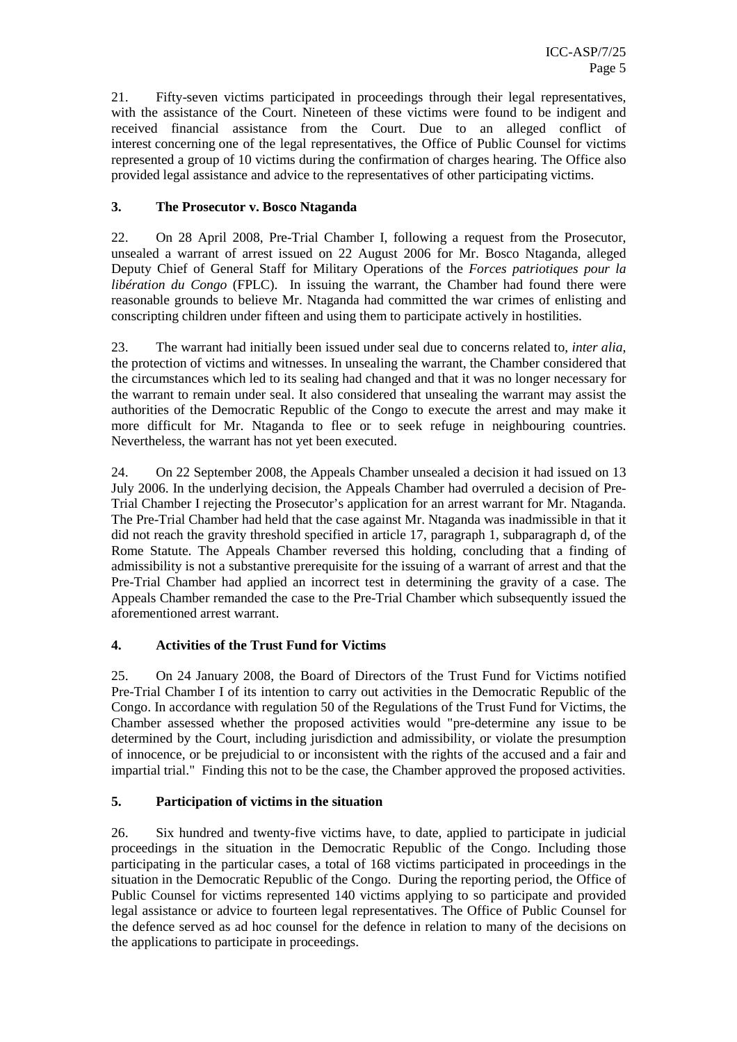21. Fifty-seven victims participated in proceedings through their legal representatives, with the assistance of the Court. Nineteen of these victims were found to be indigent and received financial assistance from the Court. Due to an alleged conflict of interest concerning one of the legal representatives, the Office of Public Counsel for victims represented a group of 10 victims during the confirmation of charges hearing. The Office also provided legal assistance and advice to the representatives of other participating victims.

### 3. The Prosecutor v. Bosco Ntaganda

22. On 28 April 2008, Pre-Trial Chamber I, following a request from the Prosecutor, unsealed a warrant of arrest issued on 22 August 2006 for Mr. Bosco Ntaganda, alleged Deputy Chief of General Staff for Military Operations of the *Forces patriotiques pour la libération du Congo* (FPLC). In issuing the warrant, the Chamber had found there were reasonable grounds to believe Mr. Ntaganda had committed the war crimes of enlisting and conscripting children under fifteen and using them to participate actively in hostilities.

23. The warrant had initially been issued under seal due to concerns related to, *inter alia*, the protection of victims and witnesses. In unsealing the warrant, the Chamber considered that the circumstances which led to its sealing had changed and that it was no longer necessary for the warrant to remain under seal. It also considered that unsealing the warrant may assist the authorities of the Democratic Republic of the Congo to execute the arrest and may make it more difficult for Mr. Ntaganda to flee or to seek refuge in neighbouring countries. Nevertheless, the warrant has not yet been executed.

24. On 22 September 2008, the Appeals Chamber unsealed a decision it had issued on 13 July 2006. In the underlying decision, the Appeals Chamber had overruled a decision of Pre-Trial Chamber I rejecting the Prosecutor's application for an arrest warrant for Mr. Ntaganda. The Pre-Trial Chamber had held that the case against Mr. Ntaganda was inadmissible in that it did not reach the gravity threshold specified in article 17, paragraph 1, subparagraph d, of the Rome Statute. The Appeals Chamber reversed this holding, concluding that a finding of admissibility is not a substantive prerequisite for the issuing of a warrant of arrest and that the Pre-Trial Chamber had applied an incorrect test in determining the gravity of a case. The Appeals Chamber remanded the case to the Pre-Trial Chamber which subsequently issued the aforementioned arrest warrant.

### 4. Activities of the Trust Fund for Victims

25. On 24 January 2008, the Board of Directors of the Trust Fund for Victims notified Pre-Trial Chamber I of its intention to carry out activities in the Democratic Republic of the Congo. In accordance with regulation 50 of the Regulations of the Trust Fund for Victims, the Chamber assessed whether the proposed activities would "pre-determine any issue to be determined by the Court, including jurisdiction and admissibility, or violate the presumption of innocence, or be prejudicial to or inconsistent with the rights of the accused and a fair and impartial trial." Finding this not to be the case, the Chamber approved the proposed activities.

### 5. Participation of victims in the situation

26. Six hundred and twenty-five victims have, to date, applied to participate in judicial proceedings in the situation in the Democratic Republic of the Congo. Including those participating in the particular cases, a total of 168 victims participated in proceedings in the situation in the Democratic Republic of the Congo. During the reporting period, the Office of Public Counsel for victims represented 140 victims applying to so participate and provided legal assistance or advice to fourteen legal representatives. The Office of Public Counsel for the defence served as ad hoc counsel for the defence in relation to many of the decisions on the applications to participate in proceedings.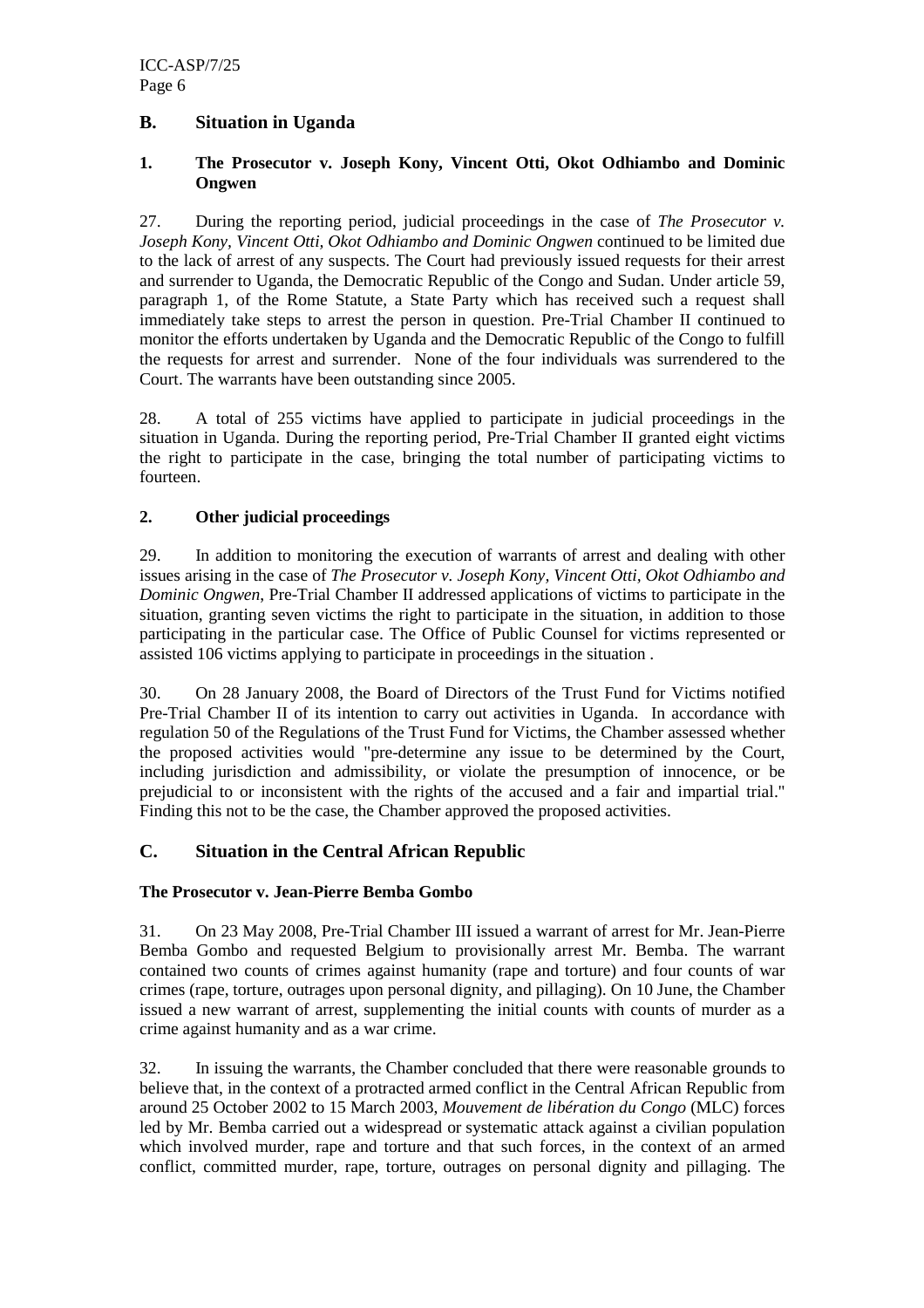## B. Situation in Uganda

### 1. The Prosecutor v. Joseph Kony, Vincent Otti, Okot Odhiambo and Dominic Ongwen

27. During the reporting period, judicial proceedings in the case of *The Prosecutor v. Joseph Kony, Vincent Otti, Okot Odhiambo and Dominic Ongwen* continued to be limited due to the lack of arrest of any suspects. The Court had previously issued requests for their arrest and surrender to Uganda, the Democratic Republic of the Congo and Sudan. Under article 59, paragraph 1, of the Rome Statute, a State Party which has received such a request shall immediately take steps to arrest the person in question. Pre-Trial Chamber II continued to monitor the efforts undertaken by Uganda and the Democratic Republic of the Congo to fulfill the requests for arrest and surrender. None of the four individuals was surrendered to the Court. The warrants have been outstanding since 2005.

28. A total of 255 victims have applied to participate in judicial proceedings in the situation in Uganda. During the reporting period, Pre-Trial Chamber II granted eight victims the right to participate in the case, bringing the total number of participating victims to fourteen.

### 2. Other judicial proceedings

29. In addition to monitoring the execution of warrants of arrest and dealing with other issues arising in the case of *The Prosecutor v. Joseph Kony, Vincent Otti, Okot Odhiambo and Dominic Ongwen*, Pre-Trial Chamber II addressed applications of victims to participate in the situation, granting seven victims the right to participate in the situation, in addition to those participating in the particular case. The Office of Public Counsel for victims represented or assisted 106 victims applying to participate in proceedings in the situation .

30. On 28 January 2008, the Board of Directors of the Trust Fund for Victims notified Pre-Trial Chamber II of its intention to carry out activities in Uganda. In accordance with regulation 50 of the Regulations of the Trust Fund for Victims, the Chamber assessed whether the proposed activities would "pre-determine any issue to be determined by the Court, including jurisdiction and admissibility, or violate the presumption of innocence, or be prejudicial to or inconsistent with the rights of the accused and a fair and impartial trial." Finding this not to be the case, the Chamber approved the proposed activities.

## C. Situation in the Central African Republic

**The Prosecutor v. Jean-Pierre Bemba Gombo**

31. On 23 May 2008, Pre-Trial Chamber III issued a warrant of arrest for Mr. Jean-Pierre Bemba Gombo and requested Belgium to provisionally arrest Mr. Bemba. The warrant contained two counts of crimes against humanity (rape and torture) and four counts of war crimes (rape, torture, outrages upon personal dignity, and pillaging). On 10 June, the Chamber issued a new warrant of arrest, supplementing the initial counts with counts of murder as a crime against humanity and as a war crime.

32. In issuing the warrants, the Chamber concluded that there were reasonable grounds to believe that, in the context of a protracted armed conflict in the Central African Republic from around 25 October 2002 to 15 March 2003, *Mouvement de libération du Congo* (MLC) forces led by Mr. Bemba carried out a widespread or systematic attack against a civilian population which involved murder, rape and torture and that such forces, in the context of an armed conflict, committed murder, rape, torture, outrages on personal dignity and pillaging. The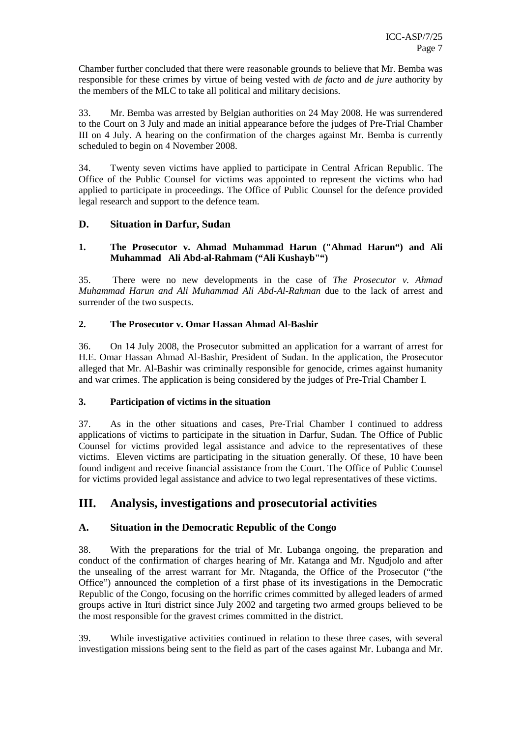Chamber further concluded that there were reasonable grounds to believe that Mr. Bemba was responsible for these crimes by virtue of being vested with *de facto* and *de jure* authority by the members of the MLC to take all political and military decisions.

33. Mr. Bemba was arrested by Belgian authorities on 24 May 2008. He was surrendered to the Court on 3 July and made an initial appearance before the judges of Pre-Trial Chamber III on 4 July. A hearing on the confirmation of the charges against Mr. Bemba is currently scheduled to begin on 4 November 2008.

34. Twenty seven victims have applied to participate in Central African Republic. The Office of the Public Counsel for victims was appointed to represent the victims who had applied to participate in proceedings. The Office of Public Counsel for the defence provided legal research and support to the defence team.

### D. Situation in Darfur, Sudan

#### 1. The Prosecutor v. Ahmad Muhammad Harun ("Ahmad Harun") and Ali Muhammad Ali Abd-al-Rahmam ("Ali Kushayb")

35. There were no new developments in the case of *The Prosecutor v. Ahmad Muhammad Harun and Ali Muhammad Ali Abd-Al-Rahman* due to the lack of arrest and surrender of the two suspects.

#### 2. The Prosecutor v. Omar Hassan Ahmad Al-Bashir

36. On 14 July 2008, the Prosecutor submitted an application for a warrant of arrest for H.E. Omar Hassan Ahmad Al-Bashir, President of Sudan. In the application, the Prosecutor alleged that Mr. Al-Bashir was criminally responsible for genocide, crimes against humanity and war crimes. The application is being considered by the judges of Pre-Trial Chamber I.

#### 3. Participation of victims in the situation

37. As in the other situations and cases, Pre-Trial Chamber I continued to address applications of victims to participate in the situation in Darfur, Sudan. The Office of Public Counsel for victims provided legal assistance and advice to the representatives of these victims. Eleven victims are participating in the situation generally. Of these, 10 have been found indigent and receive financial assistance from the Court. The Office of Public Counsel for victims provided legal assistance and advice to two legal representatives of these victims.

## III. Analysis, investigations and prosecutorial activities

### A. Situation in the Democratic Republic of the Congo

38. With the preparations for the trial of Mr. Lubanga ongoing, the preparation and conduct of the confirmation of charges hearing of Mr. Katanga and Mr. Ngudjolo and after the unsealing of the arrest warrant for Mr. Ntaganda, the Office of the Prosecutor ("the Office") announced the completion of a first phase of its investigations in the Democratic Republic of the Congo, focusing on the horrific crimes committed by alleged leaders of armed groups active in Ituri district since July 2002 and targeting two armed groups believed to be the most responsible for the gravest crimes committed in the district.

39. While investigative activities continued in relation to these three cases, with several investigation missions being sent to the field as part of the cases against Mr. Lubanga and Mr.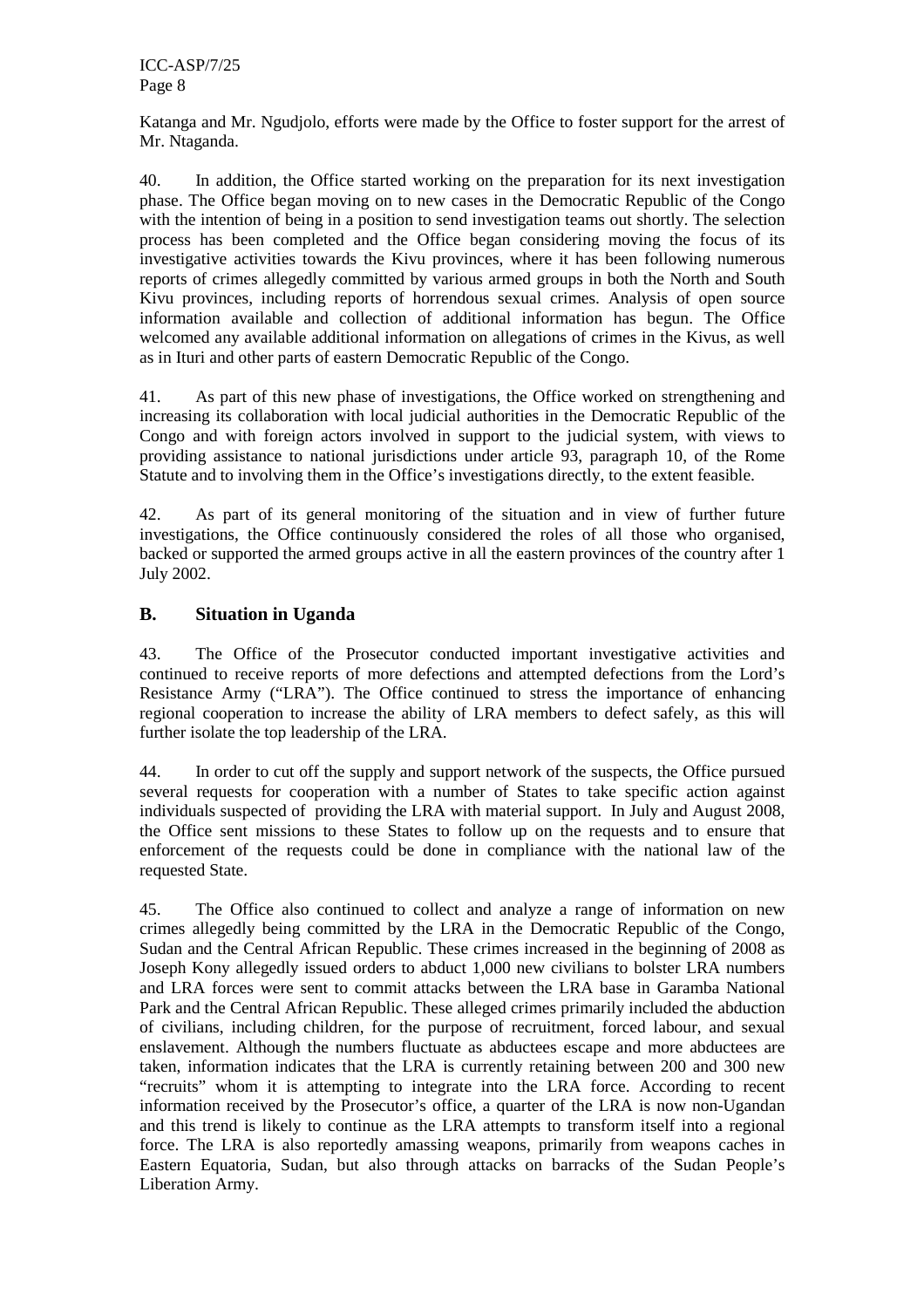Katanga and Mr. Ngudjolo, efforts were made by the Office to foster support for the arrest of Mr. Ntaganda.

40. In addition, the Office started working on the preparation for its next investigation phase. The Office began moving on to new cases in the Democratic Republic of the Congo with the intention of being in a position to send investigation teams out shortly. The selection process has been completed and the Office began considering moving the focus of its investigative activities towards the Kivu provinces, where it has been following numerous reports of crimes allegedly committed by various armed groups in both the North and South Kivu provinces, including reports of horrendous sexual crimes. Analysis of open source information available and collection of additional information has begun. The Office welcomed any available additional information on allegations of crimes in the Kivus, as well as in Ituri and other parts of eastern Democratic Republic of the Congo.

41. As part of this new phase of investigations, the Office worked on strengthening and increasing its collaboration with local judicial authorities in the Democratic Republic of the Congo and with foreign actors involved in support to the judicial system, with views to providing assistance to national jurisdictions under article 93, paragraph 10, of the Rome Statute and to involving them in the Office's investigations directly, to the extent feasible.

42. As part of its general monitoring of the situation and in view of further future investigations, the Office continuously considered the roles of all those who organised, backed or supported the armed groups active in all the eastern provinces of the country after 1 July 2002.

## B. Situation in Uganda

43. The Office of the Prosecutor conducted important investigative activities and continued to receive reports of more defections and attempted defections from the Lord's Resistance Army ("LRA"). The Office continued to stress the importance of enhancing regional cooperation to increase the ability of LRA members to defect safely, as this will further isolate the top leadership of the LRA.

44. In order to cut off the supply and support network of the suspects, the Office pursued several requests for cooperation with a number of States to take specific action against individuals suspected of providing the LRA with material support. In July and August 2008, the Office sent missions to these States to follow up on the requests and to ensure that enforcement of the requests could be done in compliance with the national law of the requested State.

45. The Office also continued to collect and analyze a range of information on new crimes allegedly being committed by the LRA in the Democratic Republic of the Congo, Sudan and the Central African Republic. These crimes increased in the beginning of 2008 as Joseph Kony allegedly issued orders to abduct 1,000 new civilians to bolster LRA numbers and LRA forces were sent to commit attacks between the LRA base in Garamba National Park and the Central African Republic. These alleged crimes primarily included the abduction of civilians, including children, for the purpose of recruitment, forced labour, and sexual enslavement. Although the numbers fluctuate as abductees escape and more abductees are taken, information indicates that the LRA is currently retaining between 200 and 300 new "recruits" whom it is attempting to integrate into the LRA force. According to recent information received by the Prosecutor's office, a quarter of the LRA is now non-Ugandan and this trend is likely to continue as the LRA attempts to transform itself into a regional force. The LRA is also reportedly amassing weapons, primarily from weapons caches in Eastern Equatoria, Sudan, but also through attacks on barracks of the Sudan People's Liberation Army.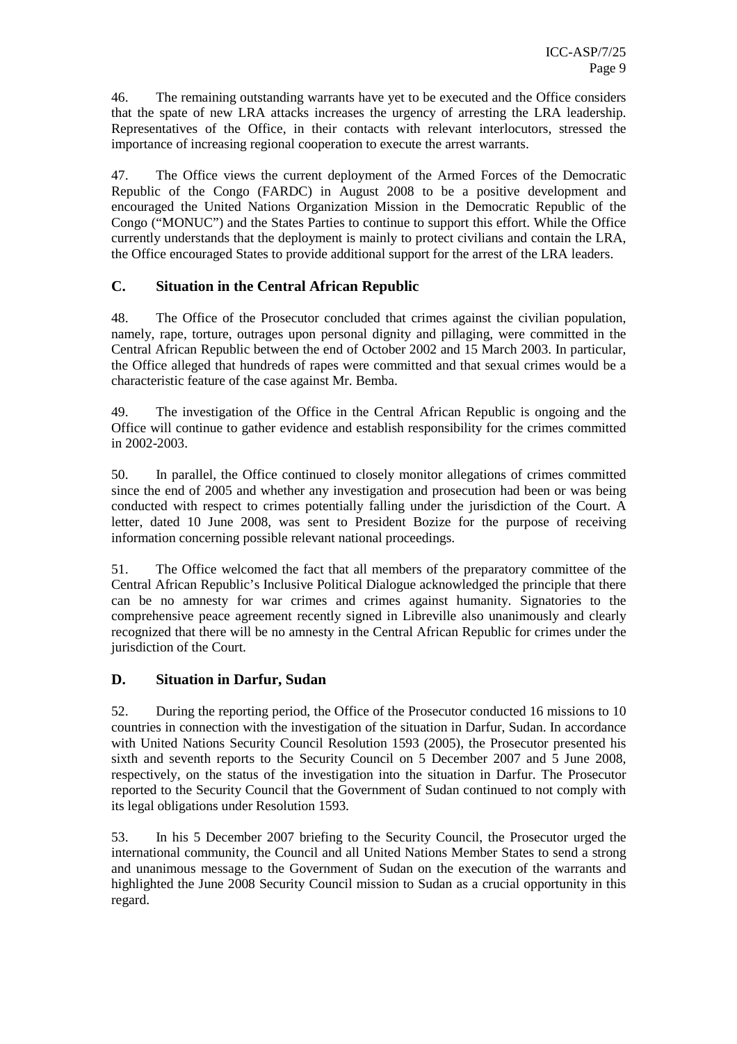46. The remaining outstanding warrants have yet to be executed and the Office considers that the spate of new LRA attacks increases the urgency of arresting the LRA leadership. Representatives of the Office, in their contacts with relevant interlocutors, stressed the importance of increasing regional cooperation to execute the arrest warrants.

47. The Office views the current deployment of the Armed Forces of the Democratic Republic of the Congo (FARDC) in August 2008 to be a positive development and encouraged the United Nations Organization Mission in the Democratic Republic of the Congo ("MONUC") and the States Parties to continue to support this effort. While the Office currently understands that the deployment is mainly to protect civilians and contain the LRA, the Office encouraged States to provide additional support for the arrest of the LRA leaders.

### C. Situation in the Central African Republic

48. The Office of the Prosecutor concluded that crimes against the civilian population, namely, rape, torture, outrages upon personal dignity and pillaging, were committed in the Central African Republic between the end of October 2002 and 15 March 2003. In particular, the Office alleged that hundreds of rapes were committed and that sexual crimes would be a characteristic feature of the case against Mr. Bemba.

49. The investigation of the Office in the Central African Republic is ongoing and the Office will continue to gather evidence and establish responsibility for the crimes committed in 2002-2003.

50. In parallel, the Office continued to closely monitor allegations of crimes committed since the end of 2005 and whether any investigation and prosecution had been or was being conducted with respect to crimes potentially falling under the jurisdiction of the Court. A letter, dated 10 June 2008, was sent to President Bozize for the purpose of receiving information concerning possible relevant national proceedings.

51. The Office welcomed the fact that all members of the preparatory committee of the Central African Republic's Inclusive Political Dialogue acknowledged the principle that there can be no amnesty for war crimes and crimes against humanity. Signatories to the comprehensive peace agreement recently signed in Libreville also unanimously and clearly recognized that there will be no amnesty in the Central African Republic for crimes under the jurisdiction of the Court.

### D. Situation in Darfur, Sudan

52. During the reporting period, the Office of the Prosecutor conducted 16 missions to 10 countries in connection with the investigation of the situation in Darfur, Sudan. In accordance with United Nations Security Council Resolution 1593 (2005), the Prosecutor presented his sixth and seventh reports to the Security Council on 5 December 2007 and 5 June 2008, respectively, on the status of the investigation into the situation in Darfur. The Prosecutor reported to the Security Council that the Government of Sudan continued to not comply with its legal obligations under Resolution 1593.

53. In his 5 December 2007 briefing to the Security Council, the Prosecutor urged the international community, the Council and all United Nations Member States to send a strong and unanimous message to the Government of Sudan on the execution of the warrants and highlighted the June 2008 Security Council mission to Sudan as a crucial opportunity in this regard.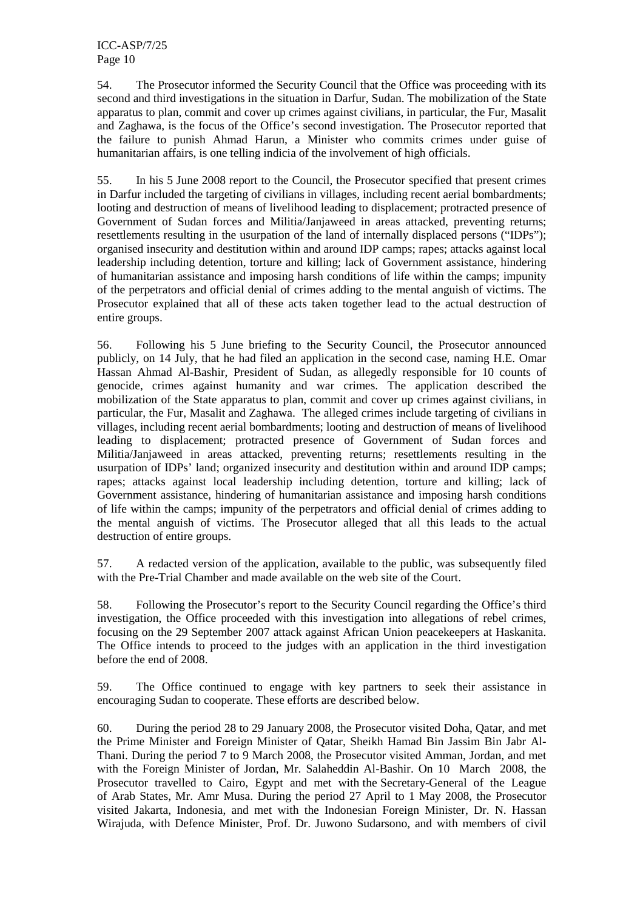54. The Prosecutor informed the Security Council that the Office was proceeding with its second and third investigations in the situation in Darfur, Sudan. The mobilization of the State apparatus to plan, commit and cover up crimes against civilians, in particular, the Fur, Masalit and Zaghawa, is the focus of the Office's second investigation. The Prosecutor reported that the failure to punish Ahmad Harun, a Minister who commits crimes under guise of humanitarian affairs, is one telling indicia of the involvement of high officials.

55. In his 5 June 2008 report to the Council, the Prosecutor specified that present crimes in Darfur included the targeting of civilians in villages, including recent aerial bombardments; looting and destruction of means of livelihood leading to displacement; protracted presence of Government of Sudan forces and Militia/Janjaweed in areas attacked, preventing returns; resettlements resulting in the usurpation of the land of internally displaced persons ("IDPs"); organised insecurity and destitution within and around IDP camps; rapes; attacks against local leadership including detention, torture and killing; lack of Government assistance, hindering of humanitarian assistance and imposing harsh conditions of life within the camps; impunity of the perpetrators and official denial of crimes adding to the mental anguish of victims. The Prosecutor explained that all of these acts taken together lead to the actual destruction of entire groups.

56. Following his 5 June briefing to the Security Council, the Prosecutor announced publicly, on 14 July, that he had filed an application in the second case, naming H.E. Omar Hassan Ahmad Al-Bashir, President of Sudan, as allegedly responsible for 10 counts of genocide, crimes against humanity and war crimes. The application described the mobilization of the State apparatus to plan, commit and cover up crimes against civilians, in particular, the Fur, Masalit and Zaghawa. The alleged crimes include targeting of civilians in villages, including recent aerial bombardments; looting and destruction of means of livelihood leading to displacement; protracted presence of Government of Sudan forces and Militia/Janjaweed in areas attacked, preventing returns; resettlements resulting in the usurpation of IDPs' land; organized insecurity and destitution within and around IDP camps; rapes; attacks against local leadership including detention, torture and killing; lack of Government assistance, hindering of humanitarian assistance and imposing harsh conditions of life within the camps; impunity of the perpetrators and official denial of crimes adding to the mental anguish of victims. The Prosecutor alleged that all this leads to the actual destruction of entire groups.

57. A redacted version of the application, available to the public, was subsequently filed with the Pre-Trial Chamber and made available on the web site of the Court.

58. Following the Prosecutor's report to the Security Council regarding the Office's third investigation, the Office proceeded with this investigation into allegations of rebel crimes, focusing on the 29 September 2007 attack against African Union peacekeepers at Haskanita. The Office intends to proceed to the judges with an application in the third investigation before the end of 2008.

59. The Office continued to engage with key partners to seek their assistance in encouraging Sudan to cooperate. These efforts are described below.

60. During the period 28 to 29 January 2008, the Prosecutor visited Doha, Qatar, and met the Prime Minister and Foreign Minister of Qatar, Sheikh Hamad Bin Jassim Bin Jabr Al-Thani. During the period 7 to 9 March 2008, the Prosecutor visited Amman, Jordan, and met with the Foreign Minister of Jordan, Mr. Salaheddin Al-Bashir. On 10 March 2008, the Prosecutor travelled to Cairo, Egypt and met with the Secretary-General of the League of Arab States, Mr. Amr Musa. During the period 27 April to 1 May 2008, the Prosecutor visited Jakarta, Indonesia, and met with the Indonesian Foreign Minister, Dr. N. Hassan Wirajuda, with Defence Minister, Prof. Dr. Juwono Sudarsono, and with members of civil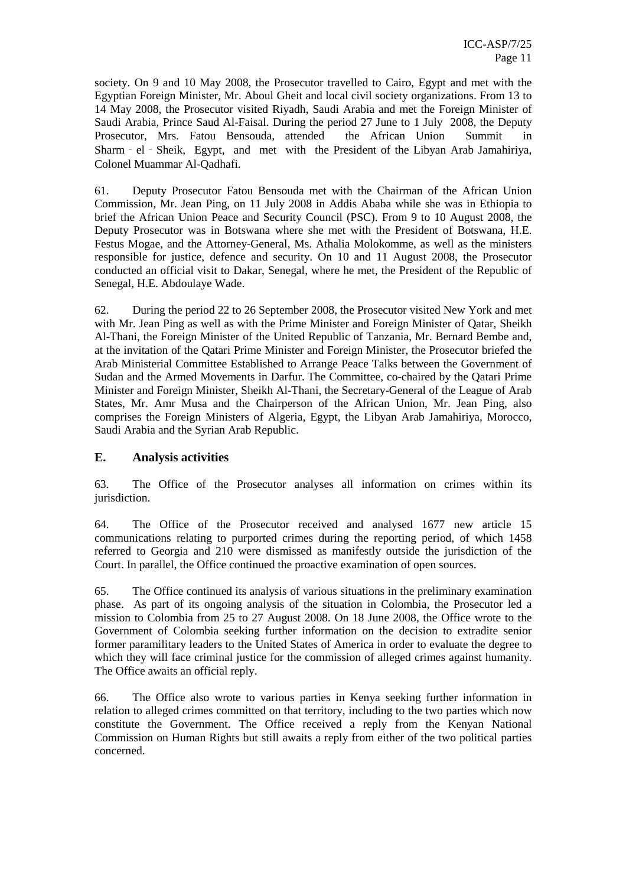society. On 9 and 10 May 2008, the Prosecutor travelled to Cairo, Egypt and met with the Egyptian Foreign Minister, Mr. Aboul Gheit and local civil society organizations. From 13 to 14 May 2008, the Prosecutor visited Riyadh, Saudi Arabia and met the Foreign Minister of Saudi Arabia, Prince Saud Al-Faisal. During the period 27 June to 1 July 2008, the Deputy Prosecutor, Mrs. Fatou Bensouda, attended the African Union Summit in Sharm - el - Sheik, Egypt, and met with the President of the Libyan Arab Jamahiriya, Colonel Muammar Al-Qadhafi.

61. Deputy Prosecutor Fatou Bensouda met with the Chairman of the African Union Commission, Mr. Jean Ping, on 11 July 2008 in Addis Ababa while she was in Ethiopia to brief the African Union Peace and Security Council (PSC). From 9 to 10 August 2008, the Deputy Prosecutor was in Botswana where she met with the President of Botswana, H.E. Festus Mogae, and the Attorney-General, Ms. Athalia Molokomme, as well as the ministers responsible for justice, defence and security. On 10 and 11 August 2008, the Prosecutor conducted an official visit to Dakar, Senegal, where he met, the President of the Republic of Senegal, H.E. Abdoulaye Wade.

62. During the period 22 to 26 September 2008, the Prosecutor visited New York and met with Mr. Jean Ping as well as with the Prime Minister and Foreign Minister of Qatar, Sheikh Al-Thani, the Foreign Minister of the United Republic of Tanzania, Mr. Bernard Bembe and, at the invitation of the Qatari Prime Minister and Foreign Minister, the Prosecutor briefed the Arab Ministerial Committee Established to Arrange Peace Talks between the Government of Sudan and the Armed Movements in Darfur. The Committee, co-chaired by the Qatari Prime Minister and Foreign Minister, Sheikh Al-Thani, the Secretary-General of the League of Arab States, Mr. Amr Musa and the Chairperson of the African Union, Mr. Jean Ping, also comprises the Foreign Ministers of Algeria, Egypt, the Libyan Arab Jamahiriya, Morocco, Saudi Arabia and the Syrian Arab Republic.

### E. Analysis activities

63. The Office of the Prosecutor analyses all information on crimes within its jurisdiction.

64. The Office of the Prosecutor received and analysed 1677 new article 15 communications relating to purported crimes during the reporting period, of which 1458 referred to Georgia and 210 were dismissed as manifestly outside the jurisdiction of the Court. In parallel, the Office continued the proactive examination of open sources.

65. The Office continued its analysis of various situations in the preliminary examination phase. As part of its ongoing analysis of the situation in Colombia, the Prosecutor led a mission to Colombia from 25 to 27 August 2008. On 18 June 2008, the Office wrote to the Government of Colombia seeking further information on the decision to extradite senior former paramilitary leaders to the United States of America in order to evaluate the degree to which they will face criminal justice for the commission of alleged crimes against humanity. The Office awaits an official reply.

66. The Office also wrote to various parties in Kenya seeking further information in relation to alleged crimes committed on that territory, including to the two parties which now constitute the Government. The Office received a reply from the Kenyan National Commission on Human Rights but still awaits a reply from either of the two political parties concerned.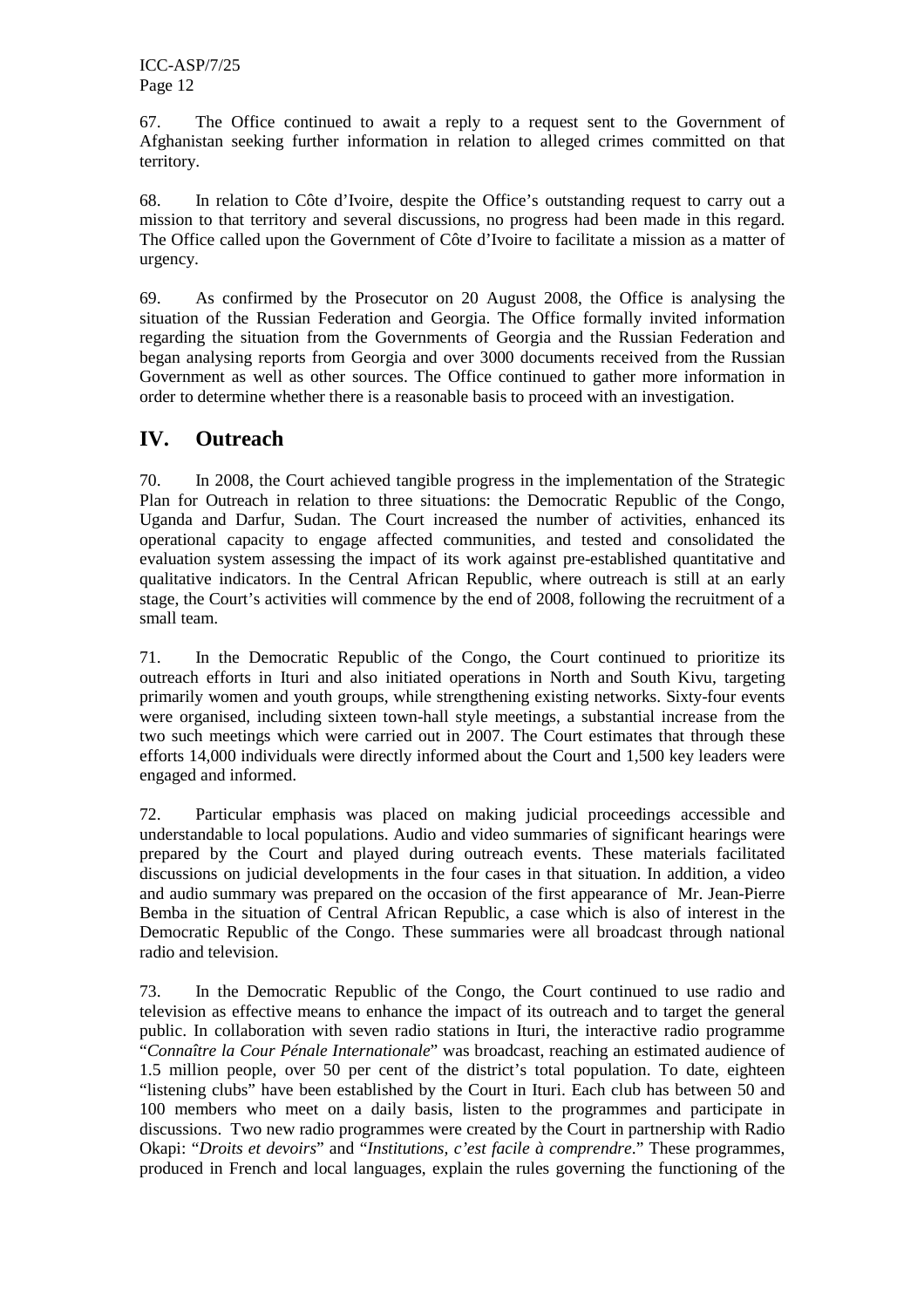67. The Office continued to await a reply to a request sent to the Government of Afghanistan seeking further information in relation to alleged crimes committed on that territory.

68. In relation to Côte d'Ivoire, despite the Office's outstanding request to carry out a mission to that territory and several discussions, no progress had been made in this regard. The Office called upon the Government of Côte d'Ivoire to facilitate a mission as a matter of urgency.

69. As confirmed by the Prosecutor on 20 August 2008, the Office is analysing the situation of the Russian Federation and Georgia. The Office formally invited information regarding the situation from the Governments of Georgia and the Russian Federation and began analysing reports from Georgia and over 3000 documents received from the Russian Government as well as other sources. The Office continued to gather more information in order to determine whether there is a reasonable basis to proceed with an investigation.

## IV. Outreach

70. In 2008, the Court achieved tangible progress in the implementation of the Strategic Plan for Outreach in relation to three situations: the Democratic Republic of the Congo, Uganda and Darfur, Sudan. The Court increased the number of activities, enhanced its operational capacity to engage affected communities, and tested and consolidated the evaluation system assessing the impact of its work against pre-established quantitative and qualitative indicators. In the Central African Republic, where outreach is still at an early stage, the Court's activities will commence by the end of 2008, following the recruitment of a small team.

71. In the Democratic Republic of the Congo, the Court continued to prioritize its outreach efforts in Ituri and also initiated operations in North and South Kivu, targeting primarily women and youth groups, while strengthening existing networks. Sixty-four events were organised, including sixteen town-hall style meetings, a substantial increase from the two such meetings which were carried out in 2007. The Court estimates that through these efforts 14,000 individuals were directly informed about the Court and 1,500 key leaders were engaged and informed.

72. Particular emphasis was placed on making judicial proceedings accessible and understandable to local populations. Audio and video summaries of significant hearings were prepared by the Court and played during outreach events. These materials facilitated discussions on judicial developments in the four cases in that situation. In addition, a video and audio summary was prepared on the occasion of the first appearance of Mr. Jean-Pierre Bemba in the situation of Central African Republic, a case which is also of interest in the Democratic Republic of the Congo. These summaries were all broadcast through national radio and television.

73. In the Democratic Republic of the Congo, the Court continued to use radio and television as effective means to enhance the impact of its outreach and to target the general public. In collaboration with seven radio stations in Ituri, the interactive radio programme "*Connaître la Cour Pénale Internationale*" was broadcast, reaching an estimated audience of 1.5 million people, over 50 per cent of the district's total population. To date, eighteen "listening clubs" have been established by the Court in Ituri. Each club has between 50 and 100 members who meet on a daily basis, listen to the programmes and participate in discussions. Two new radio programmes were created by the Court in partnership with Radio Okapi: "*Droits et devoirs*" and "*Institutions, c'est facile à comprendre*." These programmes, produced in French and local languages, explain the rules governing the functioning of the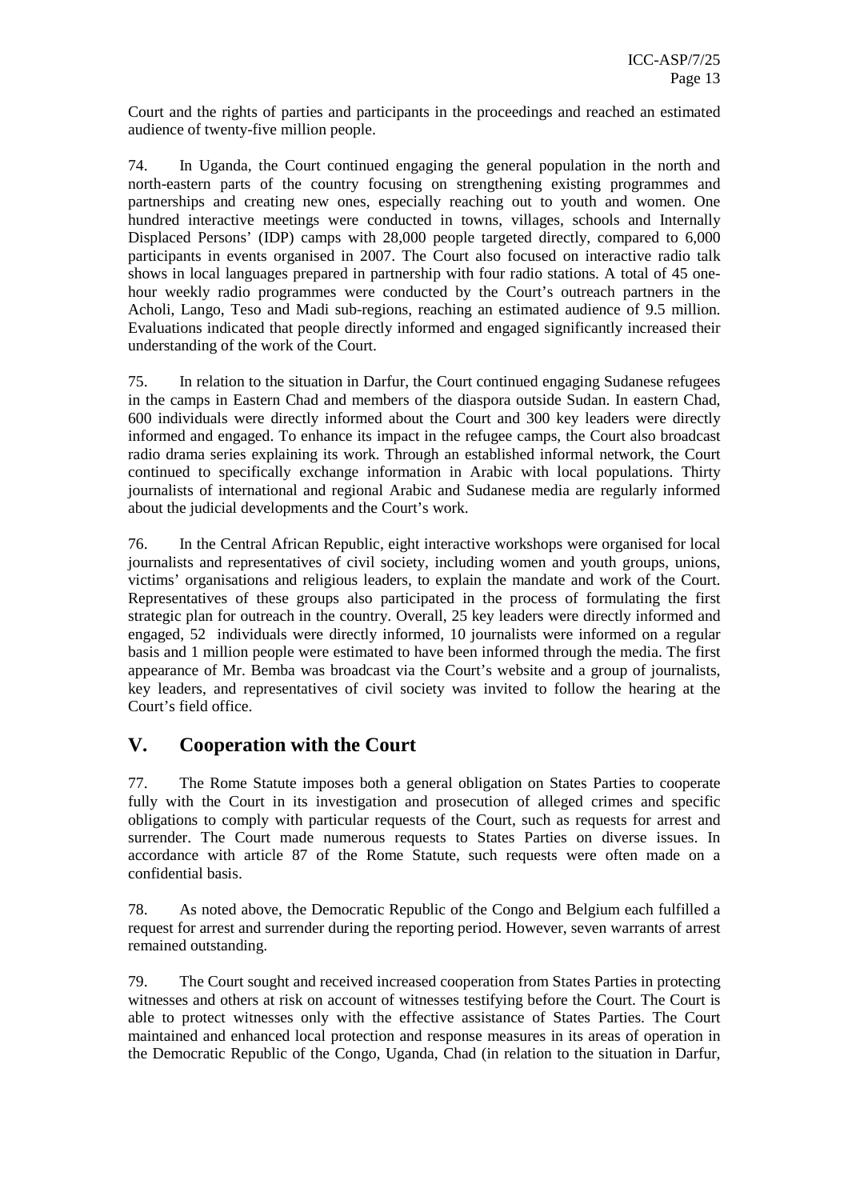Court and the rights of parties and participants in the proceedings and reached an estimated audience of twenty-five million people.

74. In Uganda, the Court continued engaging the general population in the north and north-eastern parts of the country focusing on strengthening existing programmes and partnerships and creating new ones, especially reaching out to youth and women. One hundred interactive meetings were conducted in towns, villages, schools and Internally Displaced Persons' (IDP) camps with 28,000 people targeted directly, compared to 6,000 participants in events organised in 2007. The Court also focused on interactive radio talk shows in local languages prepared in partnership with four radio stations. A total of 45 one-hour weekly radio programmes were conducted by the Court's outreach partners in the Acholi, Lango, Teso and Madi sub-regions, reaching an estimated audience of 9.5 million. Evaluations indicated that people directly informed and engaged significantly increased their understanding of the work of the Court.

75. In relation to the situation in Darfur, the Court continued engaging Sudanese refugees in the camps in Eastern Chad and members of the diaspora outside Sudan. In eastern Chad, 600 individuals were directly informed about the Court and 300 key leaders were directly informed and engaged. To enhance its impact in the refugee camps, the Court also broadcast radio drama series explaining its work. Through an established informal network, the Court continued to specifically exchange information in Arabic with local populations. Thirty journalists of international and regional Arabic and Sudanese media are regularly informed about the judicial developments and the Court's work.

76. In the Central African Republic, eight interactive workshops were organised for local journalists and representatives of civil society, including women and youth groups, unions, victims' organisations and religious leaders, to explain the mandate and work of the Court. Representatives of these groups also participated in the process of formulating the first strategic plan for outreach in the country. Overall, 25 key leaders were directly informed and engaged, 52 individuals were directly informed, 10 journalists were informed on a regular basis and 1 million people were estimated to have been informed through the media. The first appearance of Mr. Bemba was broadcast via the Court's website and a group of journalists, key leaders, and representatives of civil society was invited to follow the hearing at the Court's field office.

## V. Cooperation with the Court

77. The Rome Statute imposes both a general obligation on States Parties to cooperate fully with the Court in its investigation and prosecution of alleged crimes and specific obligations to comply with particular requests of the Court, such as requests for arrest and surrender. The Court made numerous requests to States Parties on diverse issues. In accordance with article 87 of the Rome Statute, such requests were often made on a confidential basis.

78. As noted above, the Democratic Republic of the Congo and Belgium each fulfilled a request for arrest and surrender during the reporting period. However, seven warrants of arrest remained outstanding.

79. The Court sought and received increased cooperation from States Parties in protecting witnesses and others at risk on account of witnesses testifying before the Court. The Court is able to protect witnesses only with the effective assistance of States Parties. The Court maintained and enhanced local protection and response measures in its areas of operation in the Democratic Republic of the Congo, Uganda, Chad (in relation to the situation in Darfur,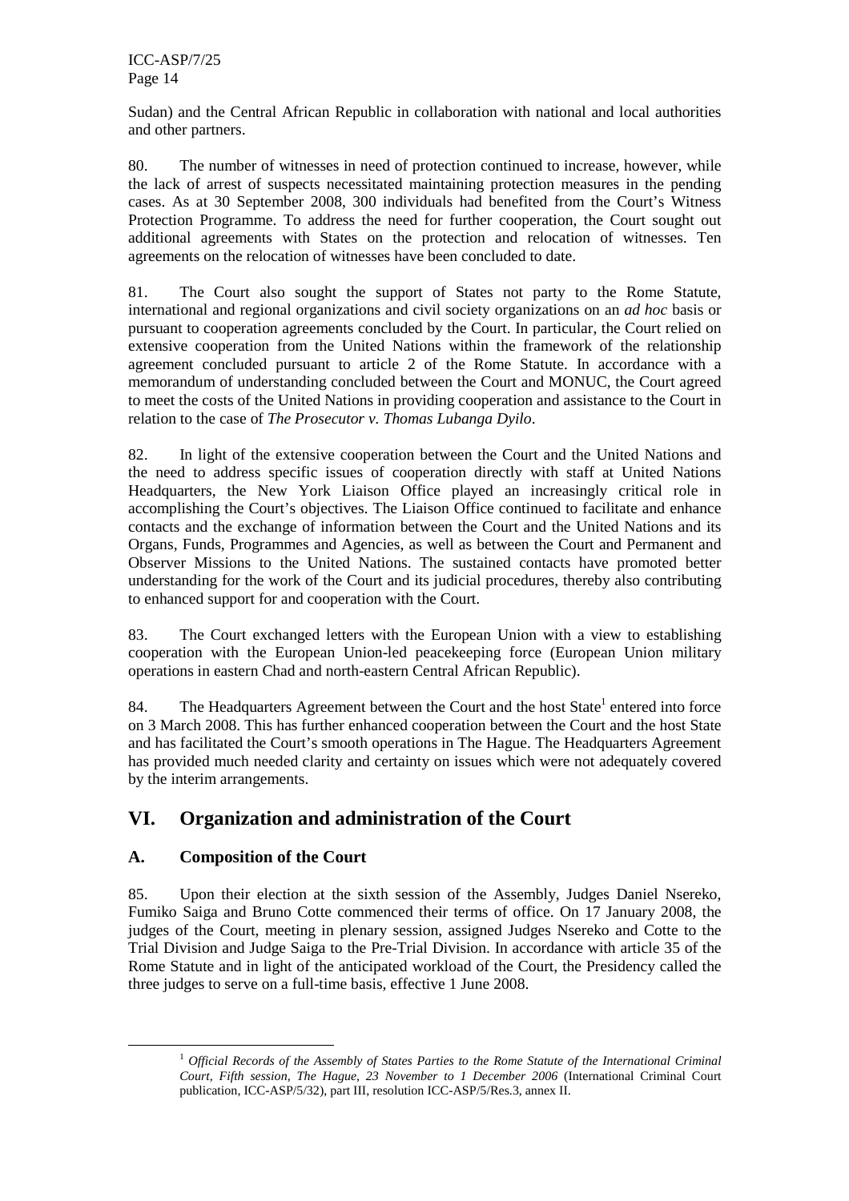Sudan) and the Central African Republic in collaboration with national and local authorities and other partners.

80. The number of witnesses in need of protection continued to increase, however, while the lack of arrest of suspects necessitated maintaining protection measures in the pending cases. As at 30 September 2008, 300 individuals had benefited from the Court's Witness Protection Programme. To address the need for further cooperation, the Court sought out additional agreements with States on the protection and relocation of witnesses. Ten agreements on the relocation of witnesses have been concluded to date.

81. The Court also sought the support of States not party to the Rome Statute, international and regional organizations and civil society organizations on an *ad hoc* basis or pursuant to cooperation agreements concluded by the Court. In particular, the Court relied on extensive cooperation from the United Nations within the framework of the relationship agreement concluded pursuant to article 2 of the Rome Statute. In accordance with a memorandum of understanding concluded between the Court and MONUC, the Court agreed to meet the costs of the United Nations in providing cooperation and assistance to the Court in relation to the case of *The Prosecutor v. Thomas Lubanga Dyilo*.

82. In light of the extensive cooperation between the Court and the United Nations and the need to address specific issues of cooperation directly with staff at United Nations Headquarters, the New York Liaison Office played an increasingly critical role in accomplishing the Court's objectives. The Liaison Office continued to facilitate and enhance contacts and the exchange of information between the Court and the United Nations and its Organs, Funds, Programmes and Agencies, as well as between the Court and Permanent and Observer Missions to the United Nations. The sustained contacts have promoted better understanding for the work of the Court and its judicial procedures, thereby also contributing to enhanced support for and cooperation with the Court.

83. The Court exchanged letters with the European Union with a view to establishing cooperation with the European Union-led peacekeeping force (European Union military operations in eastern Chad and north-eastern Central African Republic).

84. The Headquarters Agreement between the Court and the host State[1] entered into force on 3 March 2008. This has further enhanced cooperation between the Court and the host State and has facilitated the Court's smooth operations in The Hague. The Headquarters Agreement has provided much needed clarity and certainty on issues which were not adequately covered by the interim arrangements.

# VI. Organization and administration of the Court

## A. Composition of the Court

85. Upon their election at the sixth session of the Assembly, Judges Daniel Nsereko, Fumiko Saiga and Bruno Cotte commenced their terms of office. On 17 January 2008, the judges of the Court, meeting in plenary session, assigned Judges Nsereko and Cotte to the Trial Division and Judge Saiga to the Pre-Trial Division. In accordance with article 35 of the Rome Statute and in light of the anticipated workload of the Court, the Presidency called the three judges to serve on a full-time basis, effective 1 June 2008.

[1] *Official Records of the Assembly of States Parties to the Rome Statute of the International Criminal Court, Fifth session, The Hague, 23 November to 1 December 2006* (International Criminal Court publication, ICC-ASP/5/32), part III, resolution ICC-ASP/5/Res.3, annex II.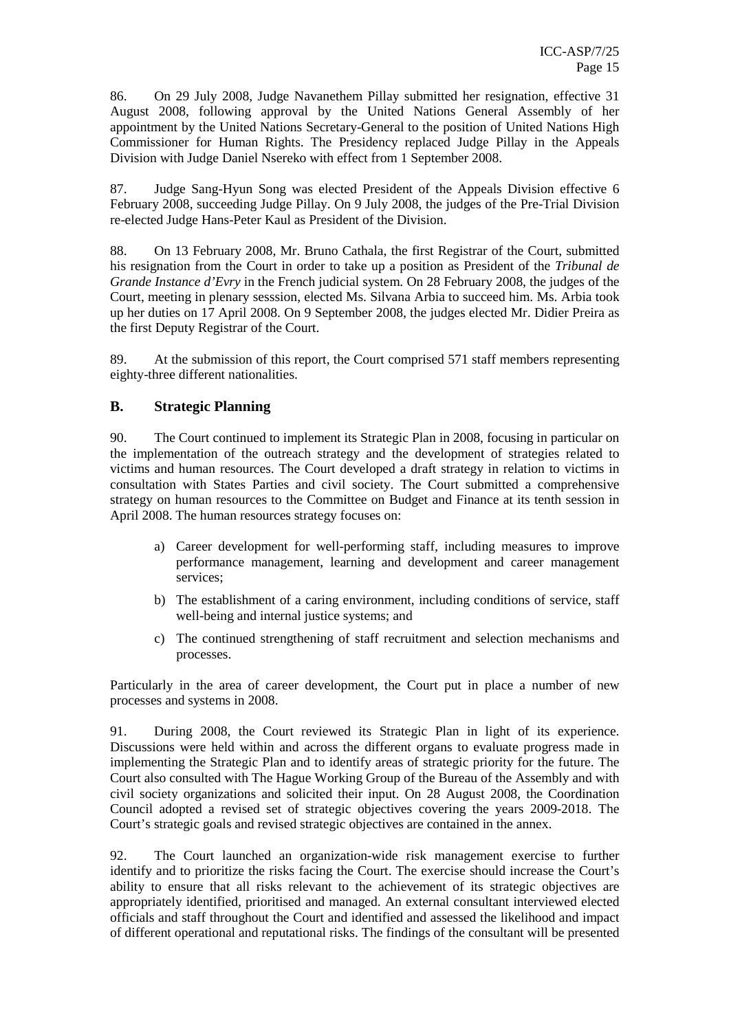86. On 29 July 2008, Judge Navanethem Pillay submitted her resignation, effective 31 August 2008, following approval by the United Nations General Assembly of her appointment by the United Nations Secretary-General to the position of United Nations High Commissioner for Human Rights. The Presidency replaced Judge Pillay in the Appeals Division with Judge Daniel Nsereko with effect from 1 September 2008.

87. Judge Sang-Hyun Song was elected President of the Appeals Division effective 6 February 2008, succeeding Judge Pillay. On 9 July 2008, the judges of the Pre-Trial Division re-elected Judge Hans-Peter Kaul as President of the Division.

88. On 13 February 2008, Mr. Bruno Cathala, the first Registrar of the Court, submitted his resignation from the Court in order to take up a position as President of the *Tribunal de Grande Instance d'Evry* in the French judicial system. On 28 February 2008, the judges of the Court, meeting in plenary sesssion, elected Ms. Silvana Arbia to succeed him. Ms. Arbia took up her duties on 17 April 2008. On 9 September 2008, the judges elected Mr. Didier Preira as the first Deputy Registrar of the Court.

89. At the submission of this report, the Court comprised 571 staff members representing eighty-three different nationalities.

## B. Strategic Planning

90. The Court continued to implement its Strategic Plan in 2008, focusing in particular on the implementation of the outreach strategy and the development of strategies related to victims and human resources. The Court developed a draft strategy in relation to victims in consultation with States Parties and civil society. The Court submitted a comprehensive strategy on human resources to the Committee on Budget and Finance at its tenth session in April 2008. The human resources strategy focuses on:

a) Career development for well-performing staff, including measures to improve performance management, learning and development and career management services;

b) The establishment of a caring environment, including conditions of service, staff well-being and internal justice systems; and

c) The continued strengthening of staff recruitment and selection mechanisms and processes.

Particularly in the area of career development, the Court put in place a number of new processes and systems in 2008.

91. During 2008, the Court reviewed its Strategic Plan in light of its experience. Discussions were held within and across the different organs to evaluate progress made in implementing the Strategic Plan and to identify areas of strategic priority for the future. The Court also consulted with The Hague Working Group of the Bureau of the Assembly and with civil society organizations and solicited their input. On 28 August 2008, the Coordination Council adopted a revised set of strategic objectives covering the years 2009-2018. The Court's strategic goals and revised strategic objectives are contained in the annex.

92. The Court launched an organization-wide risk management exercise to further identify and to prioritize the risks facing the Court. The exercise should increase the Court's ability to ensure that all risks relevant to the achievement of its strategic objectives are appropriately identified, prioritised and managed. An external consultant interviewed elected officials and staff throughout the Court and identified and assessed the likelihood and impact of different operational and reputational risks. The findings of the consultant will be presented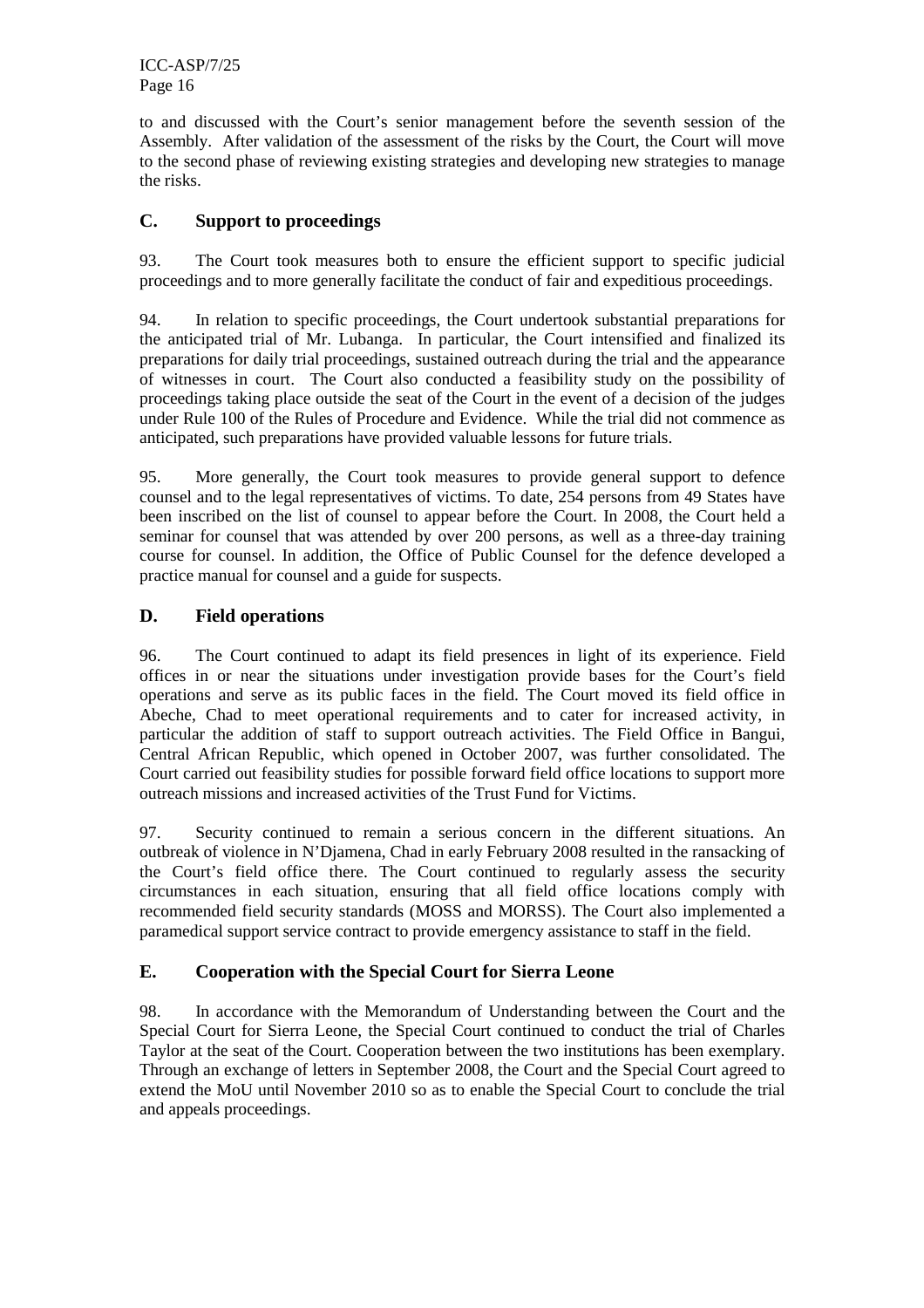to and discussed with the Court's senior management before the seventh session of the Assembly. After validation of the assessment of the risks by the Court, the Court will move to the second phase of reviewing existing strategies and developing new strategies to manage the risks.

## C. Support to proceedings

93. The Court took measures both to ensure the efficient support to specific judicial proceedings and to more generally facilitate the conduct of fair and expeditious proceedings.

94. In relation to specific proceedings, the Court undertook substantial preparations for the anticipated trial of Mr. Lubanga. In particular, the Court intensified and finalized its preparations for daily trial proceedings, sustained outreach during the trial and the appearance of witnesses in court. The Court also conducted a feasibility study on the possibility of proceedings taking place outside the seat of the Court in the event of a decision of the judges under Rule 100 of the Rules of Procedure and Evidence. While the trial did not commence as anticipated, such preparations have provided valuable lessons for future trials.

95. More generally, the Court took measures to provide general support to defence counsel and to the legal representatives of victims. To date, 254 persons from 49 States have been inscribed on the list of counsel to appear before the Court. In 2008, the Court held a seminar for counsel that was attended by over 200 persons, as well as a three-day training course for counsel. In addition, the Office of Public Counsel for the defence developed a practice manual for counsel and a guide for suspects.

## D. Field operations

96. The Court continued to adapt its field presences in light of its experience. Field offices in or near the situations under investigation provide bases for the Court's field operations and serve as its public faces in the field. The Court moved its field office in Abeche, Chad to meet operational requirements and to cater for increased activity, in particular the addition of staff to support outreach activities. The Field Office in Bangui, Central African Republic, which opened in October 2007, was further consolidated. The Court carried out feasibility studies for possible forward field office locations to support more outreach missions and increased activities of the Trust Fund for Victims.

97. Security continued to remain a serious concern in the different situations. An outbreak of violence in N'Djamena, Chad in early February 2008 resulted in the ransacking of the Court's field office there. The Court continued to regularly assess the security circumstances in each situation, ensuring that all field office locations comply with recommended field security standards (MOSS and MORSS). The Court also implemented a paramedical support service contract to provide emergency assistance to staff in the field.

## E. Cooperation with the Special Court for Sierra Leone

98. In accordance with the Memorandum of Understanding between the Court and the Special Court for Sierra Leone, the Special Court continued to conduct the trial of Charles Taylor at the seat of the Court. Cooperation between the two institutions has been exemplary. Through an exchange of letters in September 2008, the Court and the Special Court agreed to extend the MoU until November 2010 so as to enable the Special Court to conclude the trial and appeals proceedings.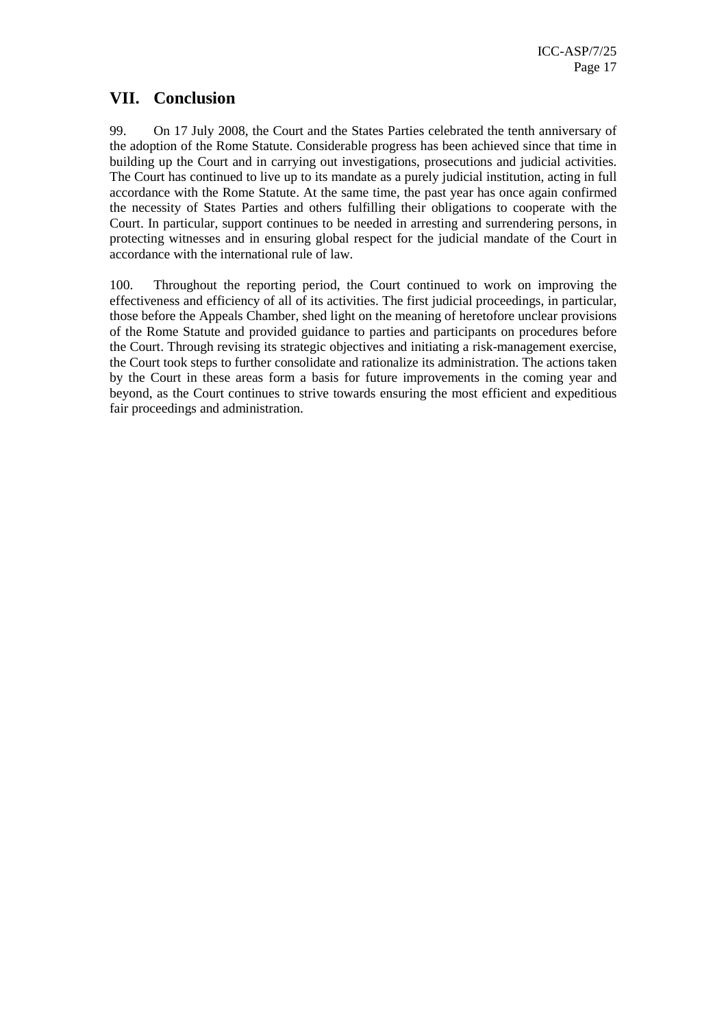## VII. Conclusion

99. On 17 July 2008, the Court and the States Parties celebrated the tenth anniversary of the adoption of the Rome Statute. Considerable progress has been achieved since that time in building up the Court and in carrying out investigations, prosecutions and judicial activities. The Court has continued to live up to its mandate as a purely judicial institution, acting in full accordance with the Rome Statute. At the same time, the past year has once again confirmed the necessity of States Parties and others fulfilling their obligations to cooperate with the Court. In particular, support continues to be needed in arresting and surrendering persons, in protecting witnesses and in ensuring global respect for the judicial mandate of the Court in accordance with the international rule of law.

100. Throughout the reporting period, the Court continued to work on improving the effectiveness and efficiency of all of its activities. The first judicial proceedings, in particular, those before the Appeals Chamber, shed light on the meaning of heretofore unclear provisions of the Rome Statute and provided guidance to parties and participants on procedures before the Court. Through revising its strategic objectives and initiating a risk-management exercise, the Court took steps to further consolidate and rationalize its administration. The actions taken by the Court in these areas form a basis for future improvements in the coming year and beyond, as the Court continues to strive towards ensuring the most efficient and expeditious fair proceedings and administration.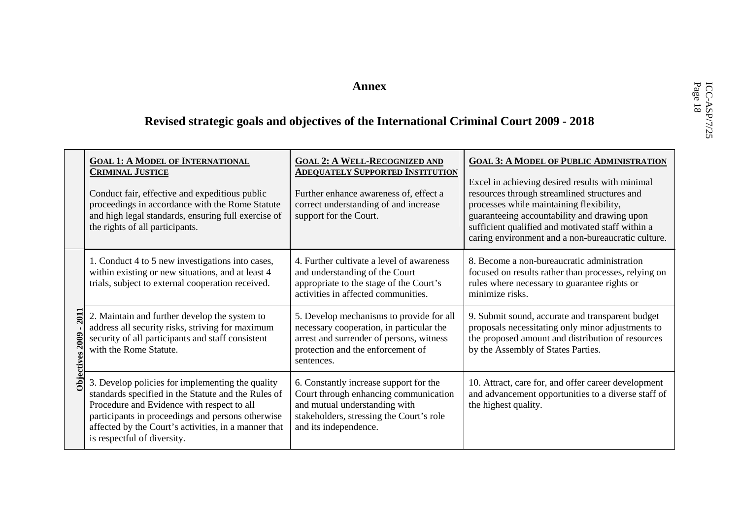# Annex

## Revised strategic goals and objectives of the International Criminal Court 2009 - 2018

| | **GOAL 1: A MODEL OF INTERNATIONAL CRIMINAL JUSTICE**<br><br>Conduct fair, effective and expeditious public proceedings in accordance with the Rome Statute and high legal standards, ensuring full exercise of the rights of all participants. | **GOAL 2: A WELL-RECOGNIZED AND ADEQUATELY SUPPORTED INSTITUTION**<br><br>Further enhance awareness of, effect a correct understanding of and increase support for the Court. | **GOAL 3: A MODEL OF PUBLIC ADMINISTRATION**<br><br>Excel in achieving desired results with minimal resources through streamlined structures and processes while maintaining flexibility, guaranteeing accountability and drawing upon sufficient qualified and motivated staff within a caring environment and a non-bureaucratic culture. |
|---|---|---|---|
| **Objectives 2009 - 2011** | 1. Conduct 4 to 5 new investigations into cases, within existing or new situations, and at least 4 trials, subject to external cooperation received. | 4. Further cultivate a level of awareness and understanding of the Court appropriate to the stage of the Court's activities in affected communities. | 8. Become a non-bureaucratic administration focused on results rather than processes, relying on rules where necessary to guarantee rights or minimize risks. |
| | 2. Maintain and further develop the system to address all security risks, striving for maximum security of all participants and staff consistent with the Rome Statute. | 5. Develop mechanisms to provide for all necessary cooperation, in particular the arrest and surrender of persons, witness protection and the enforcement of sentences. | 9. Submit sound, accurate and transparent budget proposals necessitating only minor adjustments to the proposed amount and distribution of resources by the Assembly of States Parties. |
| | 3. Develop policies for implementing the quality standards specified in the Statute and the Rules of Procedure and Evidence with respect to all participants in proceedings and persons otherwise affected by the Court's activities, in a manner that is respectful of diversity. | 6. Constantly increase support for the Court through enhancing communication and mutual understanding with stakeholders, stressing the Court's role and its independence. | 10. Attract, care for, and offer career development and advancement opportunities to a diverse staff of the highest quality. |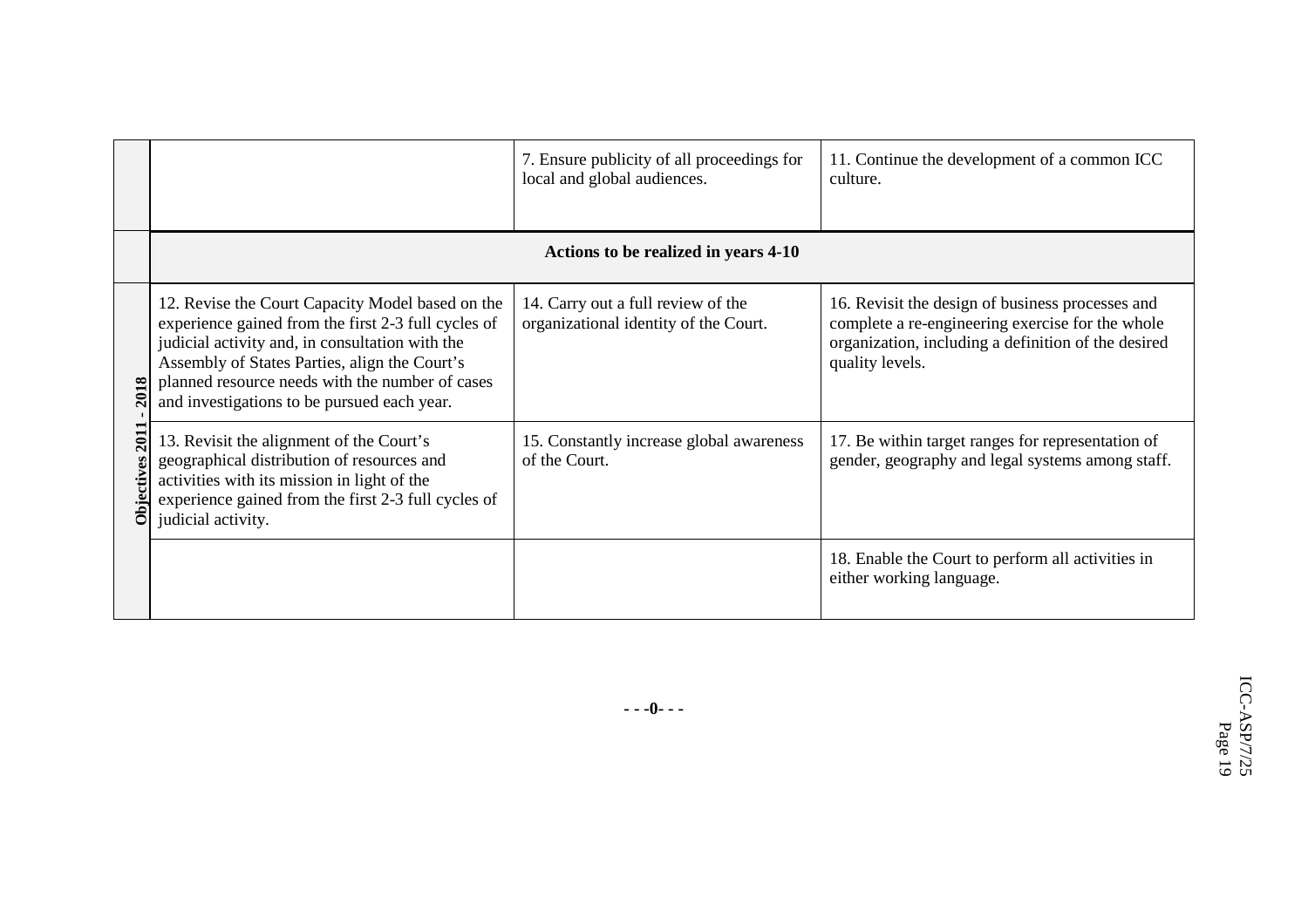| | | | |
|---|---|---|---|
| | | 7. Ensure publicity of all proceedings for local and global audiences. | 11. Continue the development of a common ICC culture. |
| | **Actions to be realized in years 4-10** | | |
| **Objectives 2011 - 2018** | 12. Revise the Court Capacity Model based on the experience gained from the first 2-3 full cycles of judicial activity and, in consultation with the Assembly of States Parties, align the Court's planned resource needs with the number of cases and investigations to be pursued each year. | 14. Carry out a full review of the organizational identity of the Court. | 16. Revisit the design of business processes and complete a re-engineering exercise for the whole organization, including a definition of the desired quality levels. |
| | 13. Revisit the alignment of the Court's geographical distribution of resources and activities with its mission in light of the experience gained from the first 2-3 full cycles of judicial activity. | 15. Constantly increase global awareness of the Court. | 17. Be within target ranges for representation of gender, geography and legal systems among staff. |
| | | | 18. Enable the Court to perform all activities in either working language. |

- - -0- - -